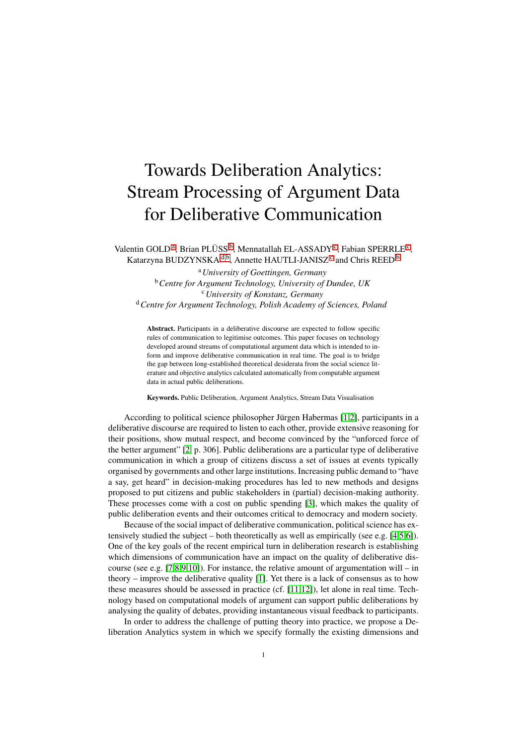# Towards Deliberation Analytics: Stream Processing of Argument Data for Deliberative Communication

Valentin GOLD[a], Brian PLÜSS[b], Mennatallah EL-ASSADY[c], Fabian SPERRLE[c], Katarzyna BUDZYNSKA[d,b], Annette HAUTLI-JANISZ[c] and Chris REED[b]

[a] *University of Goettingen, Germany*
[b] *Centre for Argument Technology, University of Dundee, UK*
[c] *University of Konstanz, Germany*
[d] *Centre for Argument Technology, Polish Academy of Sciences, Poland*

**Abstract.** Participants in a deliberative discourse are expected to follow specific rules of communication to legitimise outcomes. This paper focuses on technology developed around streams of computational argument data which is intended to inform and improve deliberative communication in real time. The goal is to bridge the gap between long-established theoretical desiderata from the social science literature and objective analytics calculated automatically from computable argument data in actual public deliberations.

**Keywords.** Public Deliberation, Argument Analytics, Stream Data Visualisation

According to political science philosopher Jürgen Habermas [1,2], participants in a deliberative discourse are required to listen to each other, provide extensive reasoning for their positions, show mutual respect, and become convinced by the "unforced force of the better argument" [2, p. 306]. Public deliberations are a particular type of deliberative communication in which a group of citizens discuss a set of issues at events typically organised by governments and other large institutions. Increasing public demand to "have a say, get heard" in decision-making procedures has led to new methods and designs proposed to put citizens and public stakeholders in (partial) decision-making authority. These processes come with a cost on public spending [3], which makes the quality of public deliberation events and their outcomes critical to democracy and modern society.

Because of the social impact of deliberative communication, political science has extensively studied the subject – both theoretically as well as empirically (see e.g. [4,5,6]). One of the key goals of the recent empirical turn in deliberation research is establishing which dimensions of communication have an impact on the quality of deliberative discourse (see e.g. [7,8,9,10]). For instance, the relative amount of argumentation will – in theory – improve the deliberative quality [1]. Yet there is a lack of consensus as to how these measures should be assessed in practice (cf. [11,12]), let alone in real time. Technology based on computational models of argument can support public deliberations by analysing the quality of debates, providing instantaneous visual feedback to participants.

In order to address the challenge of putting theory into practice, we propose a Deliberation Analytics system in which we specify formally the existing dimensions and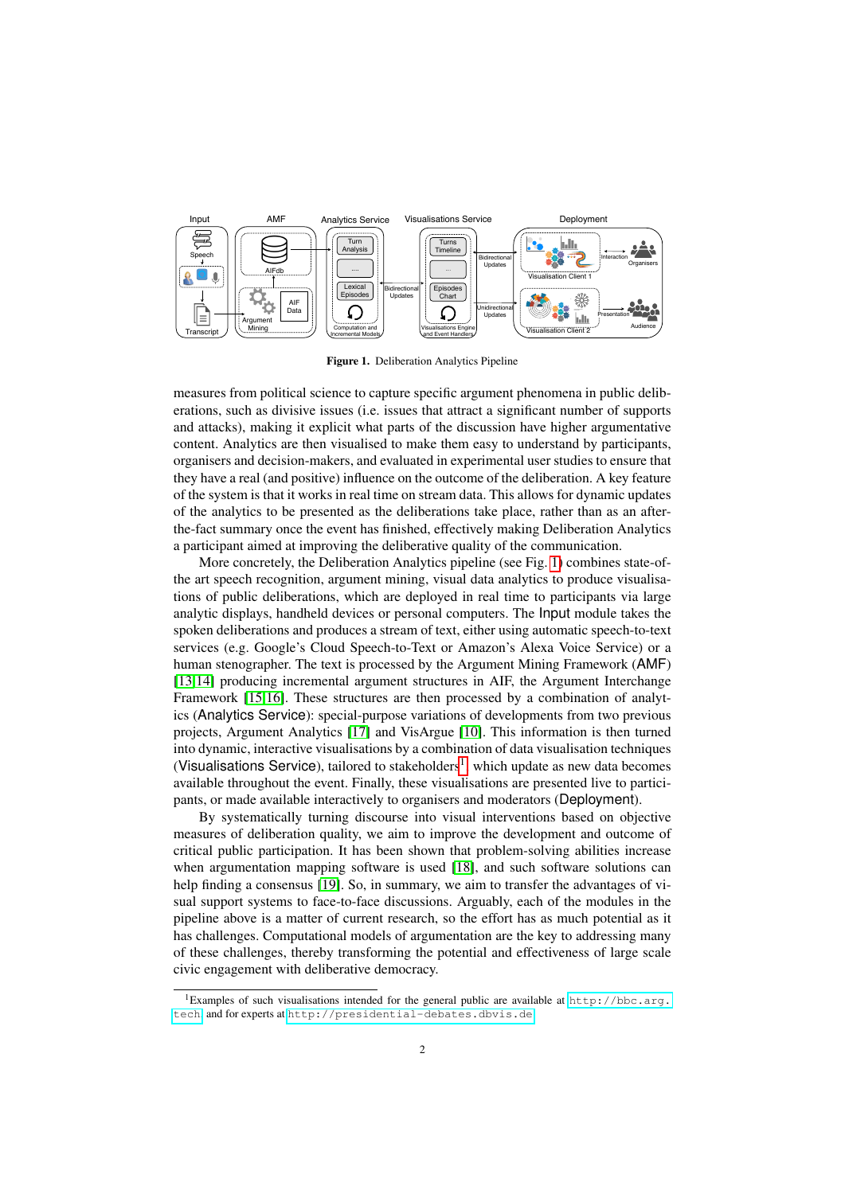Figure 1. Deliberation Analytics Pipeline

measures from political science to capture specific argument phenomena in public deliberations, such as divisive issues (i.e. issues that attract a significant number of supports and attacks), making it explicit what parts of the discussion have higher argumentative content. Analytics are then visualised to make them easy to understand by participants, organisers and decision-makers, and evaluated in experimental user studies to ensure that they have a real (and positive) influence on the outcome of the deliberation. A key feature of the system is that it works in real time on stream data. This allows for dynamic updates of the analytics to be presented as the deliberations take place, rather than as an after-the-fact summary once the event has finished, effectively making Deliberation Analytics a participant aimed at improving the deliberative quality of the communication.

More concretely, the Deliberation Analytics pipeline (see Fig. 1) combines state-of-the art speech recognition, argument mining, visual data analytics to produce visualisations of public deliberations, which are deployed in real time to participants via large analytic displays, handheld devices or personal computers. The Input module takes the spoken deliberations and produces a stream of text, either using automatic speech-to-text services (e.g. Google's Cloud Speech-to-Text or Amazon's Alexa Voice Service) or a human stenographer. The text is processed by the Argument Mining Framework (AMF) [13,14] producing incremental argument structures in AIF, the Argument Interchange Framework [15,16]. These structures are then processed by a combination of analytics (Analytics Service): special-purpose variations of developments from two previous projects, Argument Analytics [17] and VisArgue [10]. This information is then turned into dynamic, interactive visualisations by a combination of data visualisation techniques (Visualisations Service), tailored to stakeholders[1] which update as new data becomes available throughout the event. Finally, these visualisations are presented live to participants, or made available interactively to organisers and moderators (Deployment).

By systematically turning discourse into visual interventions based on objective measures of deliberation quality, we aim to improve the development and outcome of critical public participation. It has been shown that problem-solving abilities increase when argumentation mapping software is used [18], and such software solutions can help finding a consensus [19]. So, in summary, we aim to transfer the advantages of visual support systems to face-to-face discussions. Arguably, each of the modules in the pipeline above is a matter of current research, so the effort has as much potential as it has challenges. Computational models of argumentation are the key to addressing many of these challenges, thereby transforming the potential and effectiveness of large scale civic engagement with deliberative democracy.

[1]Examples of such visualisations intended for the general public are available at http://bbc.arg.tech and for experts at http://presidential-debates.dbvis.de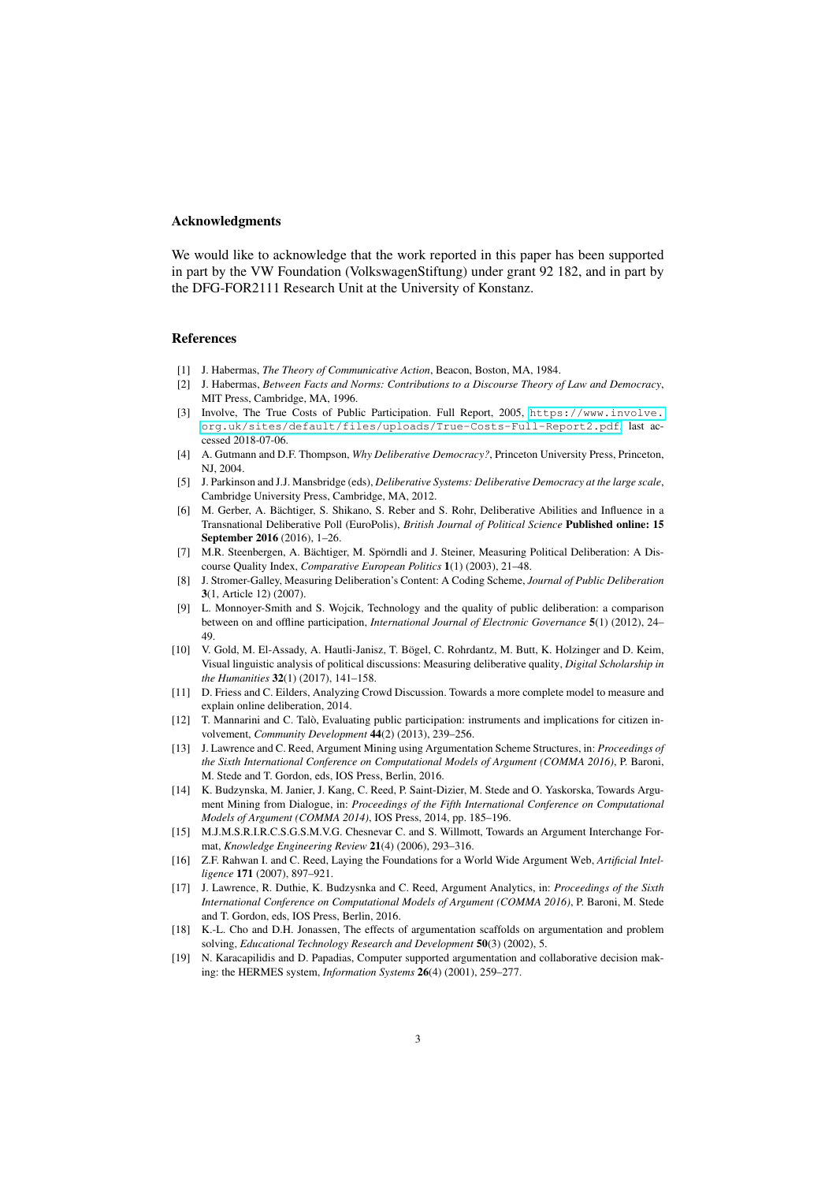## Acknowledgments

We would like to acknowledge that the work reported in this paper has been supported in part by the VW Foundation (VolkswagenStiftung) under grant 92 182, and in part by the DFG-FOR2111 Research Unit at the University of Konstanz.

## References

[1] J. Habermas, *The Theory of Communicative Action*, Beacon, Boston, MA, 1984.

[2] J. Habermas, *Between Facts and Norms: Contributions to a Discourse Theory of Law and Democracy*, MIT Press, Cambridge, MA, 1996.

[3] Involve, The True Costs of Public Participation. Full Report, 2005, https://www.involve.org.uk/sites/default/files/uploads/True-Costs-Full-Report2.pdf, last accessed 2018-07-06.

[4] A. Gutmann and D.F. Thompson, *Why Deliberative Democracy?*, Princeton University Press, Princeton, NJ, 2004.

[5] J. Parkinson and J.J. Mansbridge (eds), *Deliberative Systems: Deliberative Democracy at the large scale*, Cambridge University Press, Cambridge, MA, 2012.

[6] M. Gerber, A. Bächtiger, S. Shikano, S. Reber and S. Rohr, Deliberative Abilities and Influence in a Transnational Deliberative Poll (EuroPolis), *British Journal of Political Science* **Published online: 15 September 2016** (2016), 1–26.

[7] M.R. Steenbergen, A. Bächtiger, M. Spörndli and J. Steiner, Measuring Political Deliberation: A Discourse Quality Index, *Comparative European Politics* **1**(1) (2003), 21–48.

[8] J. Stromer-Galley, Measuring Deliberation's Content: A Coding Scheme, *Journal of Public Deliberation* **3**(1, Article 12) (2007).

[9] L. Monnoyer-Smith and S. Wojcik, Technology and the quality of public deliberation: a comparison between on and offline participation, *International Journal of Electronic Governance* **5**(1) (2012), 24–49.

[10] V. Gold, M. El-Assady, A. Hautli-Janisz, T. Bögel, C. Rohrdantz, M. Butt, K. Holzinger and D. Keim, Visual linguistic analysis of political discussions: Measuring deliberative quality, *Digital Scholarship in the Humanities* **32**(1) (2017), 141–158.

[11] D. Friess and C. Eilders, Analyzing Crowd Discussion. Towards a more complete model to measure and explain online deliberation, 2014.

[12] T. Mannarini and C. Talò, Evaluating public participation: instruments and implications for citizen involvement, *Community Development* **44**(2) (2013), 239–256.

[13] J. Lawrence and C. Reed, Argument Mining using Argumentation Scheme Structures, in: *Proceedings of the Sixth International Conference on Computational Models of Argument (COMMA 2016)*, P. Baroni, M. Stede and T. Gordon, eds, IOS Press, Berlin, 2016.

[14] K. Budzynska, M. Janier, J. Kang, C. Reed, P. Saint-Dizier, M. Stede and O. Yaskorska, Towards Argument Mining from Dialogue, in: *Proceedings of the Fifth International Conference on Computational Models of Argument (COMMA 2014)*, IOS Press, 2014, pp. 185–196.

[15] M.J.M.S.R.I.R.C.S.G.S.M.V.G. Chesnevar C. and S. Willmott, Towards an Argument Interchange Format, *Knowledge Engineering Review* **21**(4) (2006), 293–316.

[16] Z.F. Rahwan I. and C. Reed, Laying the Foundations for a World Wide Argument Web, *Artificial Intelligence* **171** (2007), 897–921.

[17] J. Lawrence, R. Duthie, K. Budzysnka and C. Reed, Argument Analytics, in: *Proceedings of the Sixth International Conference on Computational Models of Argument (COMMA 2016)*, P. Baroni, M. Stede and T. Gordon, eds, IOS Press, Berlin, 2016.

[18] K.-L. Cho and D.H. Jonassen, The effects of argumentation scaffolds on argumentation and problem solving, *Educational Technology Research and Development* **50**(3) (2002), 5.

[19] N. Karacapilidis and D. Papadias, Computer supported argumentation and collaborative decision making: the HERMES system, *Information Systems* **26**(4) (2001), 259–277.